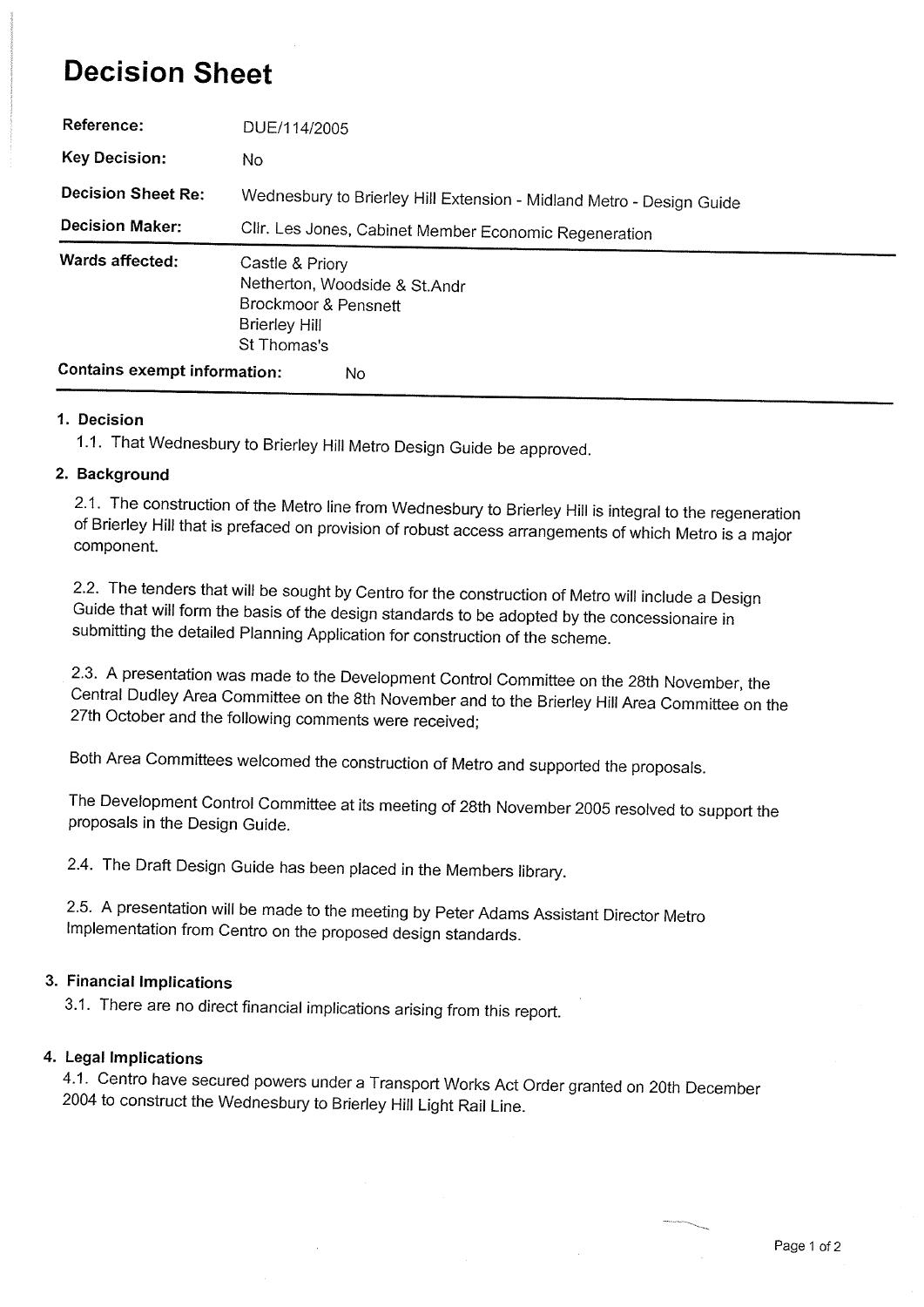# Decision Sheet

| | |
|---|---|
| **Reference:** | DUE/114/2005 |
| **Key Decision:** | No |
| **Decision Sheet Re:** | Wednesbury to Brierley Hill Extension - Midland Metro - Design Guide |
| **Decision Maker:** | Cllr. Les Jones, Cabinet Member Economic Regeneration |
| **Wards affected:** | Castle & Priory<br>Netherton, Woodside & St.Andr<br>Brockmoor & Pensnett<br>Brierley Hill<br>St Thomas's |
| **Contains exempt information:** | No |

## 1. Decision

1.1. That Wednesbury to Brierley Hill Metro Design Guide be approved.

## 2. Background

2.1. The construction of the Metro line from Wednesbury to Brierley Hill is integral to the regeneration of Brierley Hill that is prefaced on provision of robust access arrangements of which Metro is a major component.

2.2. The tenders that will be sought by Centro for the construction of Metro will include a Design Guide that will form the basis of the design standards to be adopted by the concessionaire in submitting the detailed Planning Application for construction of the scheme.

2.3. A presentation was made to the Development Control Committee on the 28th November, the Central Dudley Area Committee on the 8th November and to the Brierley Hill Area Committee on the 27th October and the following comments were received;

Both Area Committees welcomed the construction of Metro and supported the proposals.

The Development Control Committee at its meeting of 28th November 2005 resolved to support the proposals in the Design Guide.

2.4. The Draft Design Guide has been placed in the Members library.

2.5. A presentation will be made to the meeting by Peter Adams Assistant Director Metro Implementation from Centro on the proposed design standards.

## 3. Financial Implications

3.1. There are no direct financial implications arising from this report.

## 4. Legal Implications

4.1. Centro have secured powers under a Transport Works Act Order granted on 20th December 2004 to construct the Wednesbury to Brierley Hill Light Rail Line.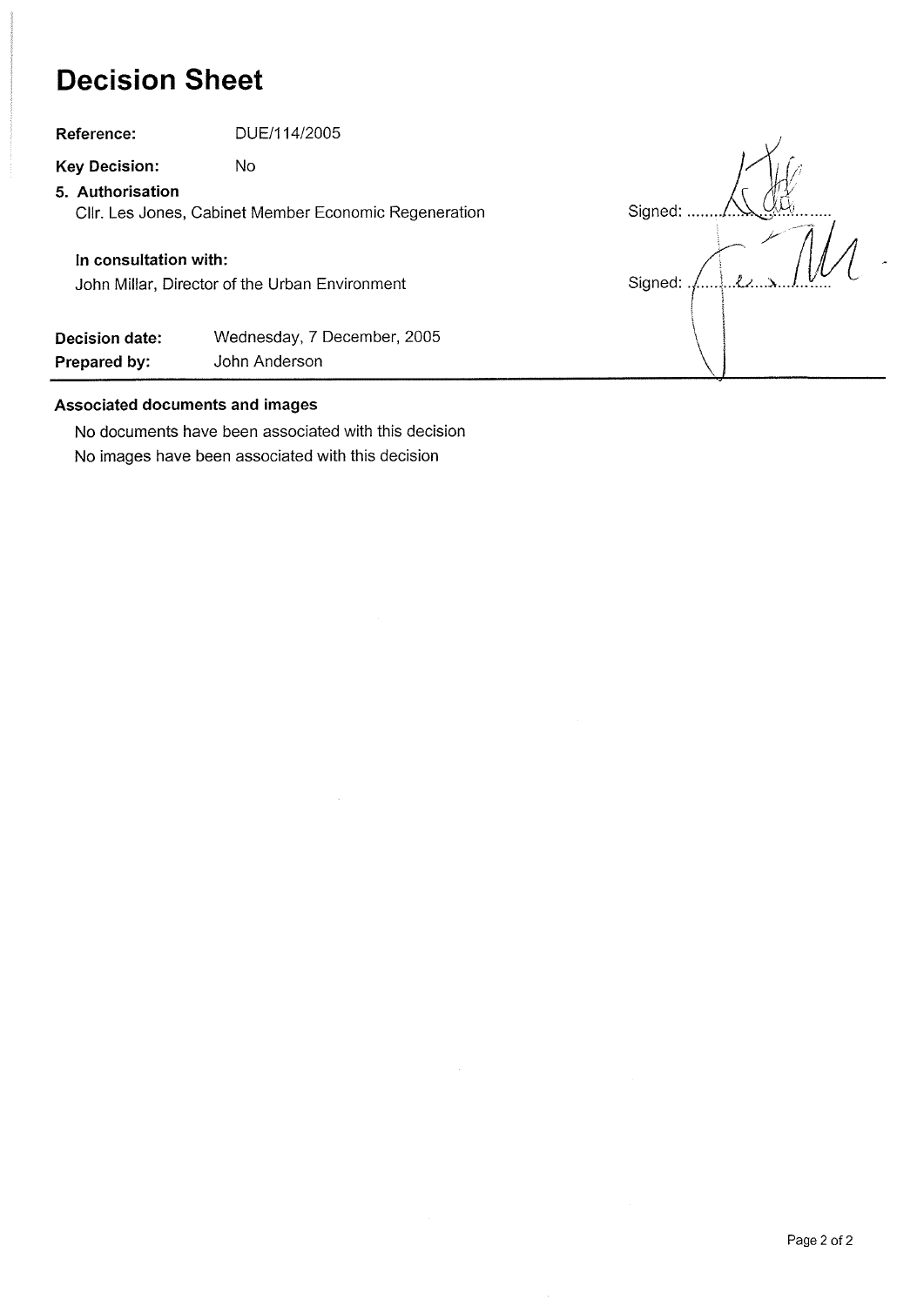# Decision Sheet

**Reference:** DUE/114/2005

**Key Decision:** No

**5. Authorisation**

Cllr. Les Jones, Cabinet Member Economic Regeneration

Signed: ........................

**In consultation with:**

John Millar, Director of the Urban Environment

Signed: ........................

**Decision date:** Wednesday, 7 December, 2005

**Prepared by:** John Anderson

---

**Associated documents and images**

No documents have been associated with this decision

No images have been associated with this decision